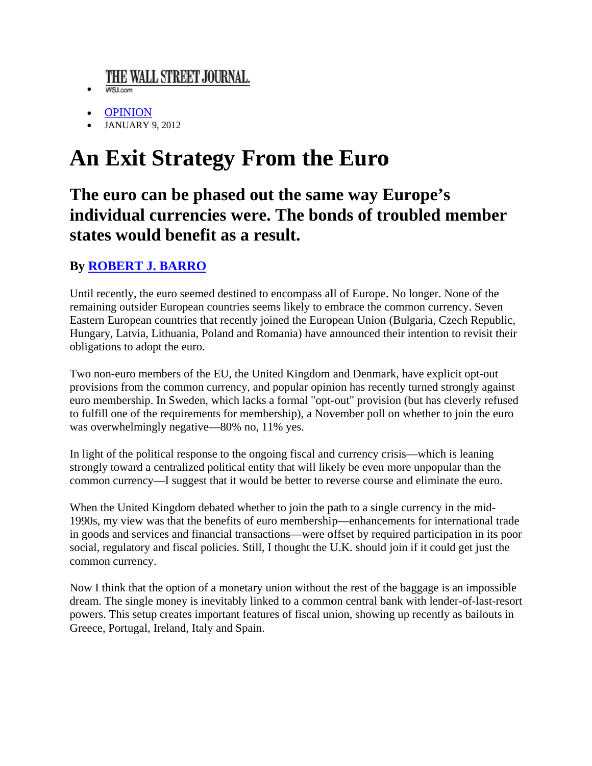- THE WALL STREET JOURNAL. WSJ.com

- OPINION
- JANUARY 9, 2012

# An Exit Strategy From the Euro

## The euro can be phased out the same way Europe's individual currencies were. The bonds of troubled member states would benefit as a result.

### By ROBERT J. BARRO

Until recently, the euro seemed destined to encompass all of Europe. No longer. None of the remaining outsider European countries seems likely to embrace the common currency. Seven Eastern European countries that recently joined the European Union (Bulgaria, Czech Republic, Hungary, Latvia, Lithuania, Poland and Romania) have announced their intention to revisit their obligations to adopt the euro.

Two non-euro members of the EU, the United Kingdom and Denmark, have explicit opt-out provisions from the common currency, and popular opinion has recently turned strongly against euro membership. In Sweden, which lacks a formal "opt-out" provision (but has cleverly refused to fulfill one of the requirements for membership), a November poll on whether to join the euro was overwhelmingly negative—80% no, 11% yes.

In light of the political response to the ongoing fiscal and currency crisis—which is leaning strongly toward a centralized political entity that will likely be even more unpopular than the common currency—I suggest that it would be better to reverse course and eliminate the euro.

When the United Kingdom debated whether to join the path to a single currency in the mid-1990s, my view was that the benefits of euro membership—enhancements for international trade in goods and services and financial transactions—were offset by required participation in its poor social, regulatory and fiscal policies. Still, I thought the U.K. should join if it could get just the common currency.

Now I think that the option of a monetary union without the rest of the baggage is an impossible dream. The single money is inevitably linked to a common central bank with lender-of-last-resort powers. This setup creates important features of fiscal union, showing up recently as bailouts in Greece, Portugal, Ireland, Italy and Spain.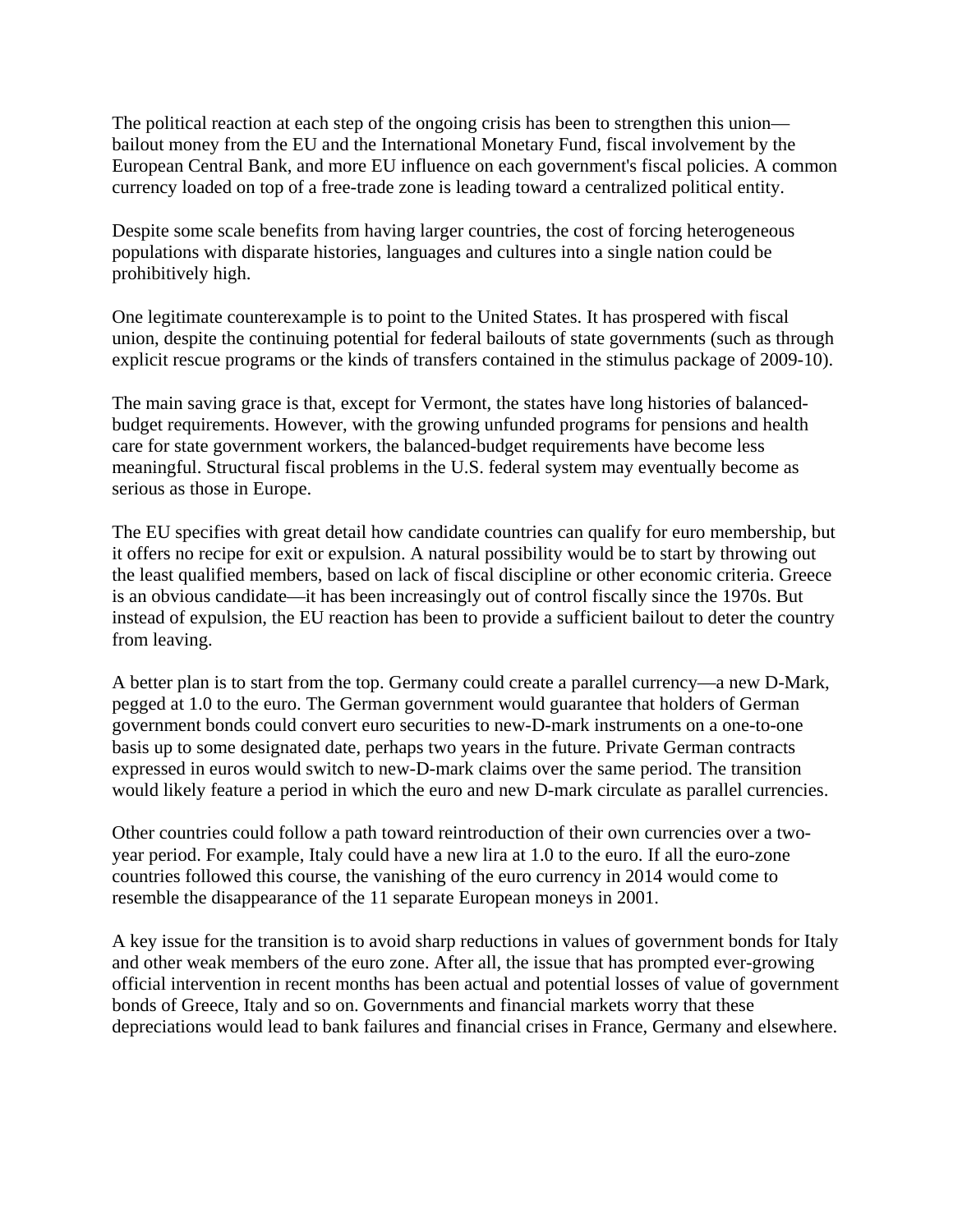The political reaction at each step of the ongoing crisis has been to strengthen this union—bailout money from the EU and the International Monetary Fund, fiscal involvement by the European Central Bank, and more EU influence on each government's fiscal policies. A common currency loaded on top of a free-trade zone is leading toward a centralized political entity.

Despite some scale benefits from having larger countries, the cost of forcing heterogeneous populations with disparate histories, languages and cultures into a single nation could be prohibitively high.

One legitimate counterexample is to point to the United States. It has prospered with fiscal union, despite the continuing potential for federal bailouts of state governments (such as through explicit rescue programs or the kinds of transfers contained in the stimulus package of 2009-10).

The main saving grace is that, except for Vermont, the states have long histories of balanced-budget requirements. However, with the growing unfunded programs for pensions and health care for state government workers, the balanced-budget requirements have become less meaningful. Structural fiscal problems in the U.S. federal system may eventually become as serious as those in Europe.

The EU specifies with great detail how candidate countries can qualify for euro membership, but it offers no recipe for exit or expulsion. A natural possibility would be to start by throwing out the least qualified members, based on lack of fiscal discipline or other economic criteria. Greece is an obvious candidate—it has been increasingly out of control fiscally since the 1970s. But instead of expulsion, the EU reaction has been to provide a sufficient bailout to deter the country from leaving.

A better plan is to start from the top. Germany could create a parallel currency—a new D-Mark, pegged at 1.0 to the euro. The German government would guarantee that holders of German government bonds could convert euro securities to new-D-mark instruments on a one-to-one basis up to some designated date, perhaps two years in the future. Private German contracts expressed in euros would switch to new-D-mark claims over the same period. The transition would likely feature a period in which the euro and new D-mark circulate as parallel currencies.

Other countries could follow a path toward reintroduction of their own currencies over a two-year period. For example, Italy could have a new lira at 1.0 to the euro. If all the euro-zone countries followed this course, the vanishing of the euro currency in 2014 would come to resemble the disappearance of the 11 separate European moneys in 2001.

A key issue for the transition is to avoid sharp reductions in values of government bonds for Italy and other weak members of the euro zone. After all, the issue that has prompted ever-growing official intervention in recent months has been actual and potential losses of value of government bonds of Greece, Italy and so on. Governments and financial markets worry that these depreciations would lead to bank failures and financial crises in France, Germany and elsewhere.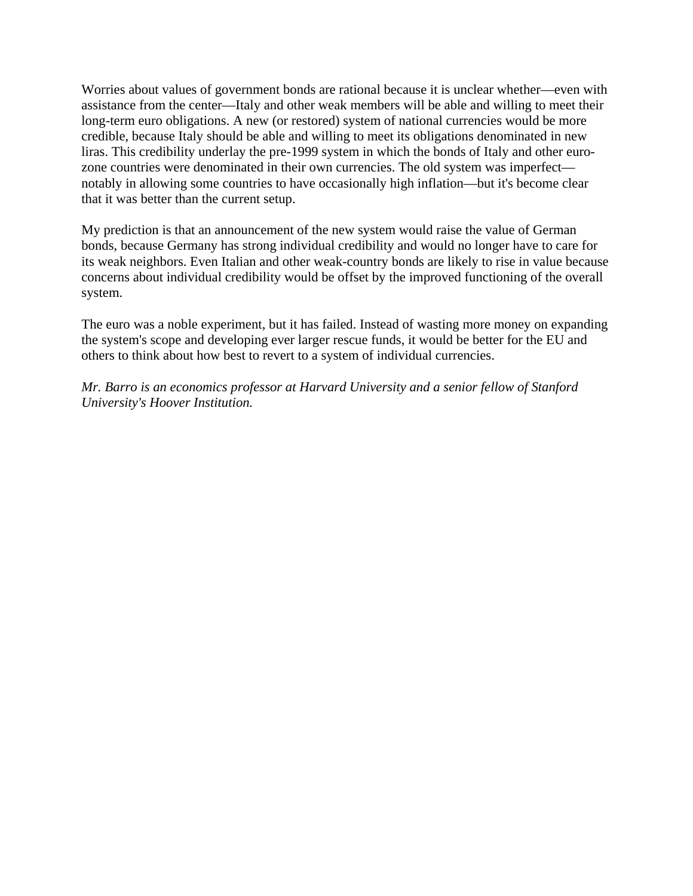Worries about values of government bonds are rational because it is unclear whether—even with assistance from the center—Italy and other weak members will be able and willing to meet their long-term euro obligations. A new (or restored) system of national currencies would be more credible, because Italy should be able and willing to meet its obligations denominated in new liras. This credibility underlay the pre-1999 system in which the bonds of Italy and other euro-zone countries were denominated in their own currencies. The old system was imperfect—notably in allowing some countries to have occasionally high inflation—but it's become clear that it was better than the current setup.

My prediction is that an announcement of the new system would raise the value of German bonds, because Germany has strong individual credibility and would no longer have to care for its weak neighbors. Even Italian and other weak-country bonds are likely to rise in value because concerns about individual credibility would be offset by the improved functioning of the overall system.

The euro was a noble experiment, but it has failed. Instead of wasting more money on expanding the system's scope and developing ever larger rescue funds, it would be better for the EU and others to think about how best to revert to a system of individual currencies.

*Mr. Barro is an economics professor at Harvard University and a senior fellow of Stanford University's Hoover Institution.*